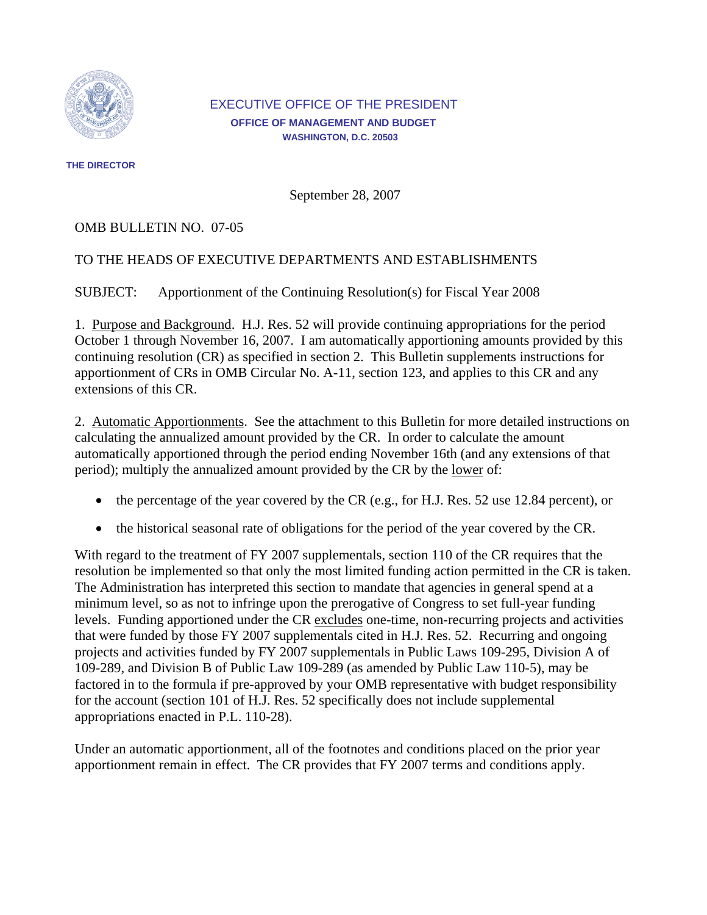EXECUTIVE OFFICE OF THE PRESIDENT

**OFFICE OF MANAGEMENT AND BUDGET**

**WASHINGTON, D.C. 20503**

**THE DIRECTOR**

September 28, 2007

OMB BULLETIN NO. 07-05

TO THE HEADS OF EXECUTIVE DEPARTMENTS AND ESTABLISHMENTS

SUBJECT: Apportionment of the Continuing Resolution(s) for Fiscal Year 2008

1. Purpose and Background. H.J. Res. 52 will provide continuing appropriations for the period October 1 through November 16, 2007. I am automatically apportioning amounts provided by this continuing resolution (CR) as specified in section 2. This Bulletin supplements instructions for apportionment of CRs in OMB Circular No. A-11, section 123, and applies to this CR and any extensions of this CR.

2. Automatic Apportionments. See the attachment to this Bulletin for more detailed instructions on calculating the annualized amount provided by the CR. In order to calculate the amount automatically apportioned through the period ending November 16th (and any extensions of that period); multiply the annualized amount provided by the CR by the lower of:

- the percentage of the year covered by the CR (e.g., for H.J. Res. 52 use 12.84 percent), or
- the historical seasonal rate of obligations for the period of the year covered by the CR.

With regard to the treatment of FY 2007 supplementals, section 110 of the CR requires that the resolution be implemented so that only the most limited funding action permitted in the CR is taken. The Administration has interpreted this section to mandate that agencies in general spend at a minimum level, so as not to infringe upon the prerogative of Congress to set full-year funding levels. Funding apportioned under the CR excludes one-time, non-recurring projects and activities that were funded by those FY 2007 supplementals cited in H.J. Res. 52. Recurring and ongoing projects and activities funded by FY 2007 supplementals in Public Laws 109-295, Division A of 109-289, and Division B of Public Law 109-289 (as amended by Public Law 110-5), may be factored in to the formula if pre-approved by your OMB representative with budget responsibility for the account (section 101 of H.J. Res. 52 specifically does not include supplemental appropriations enacted in P.L. 110-28).

Under an automatic apportionment, all of the footnotes and conditions placed on the prior year apportionment remain in effect. The CR provides that FY 2007 terms and conditions apply.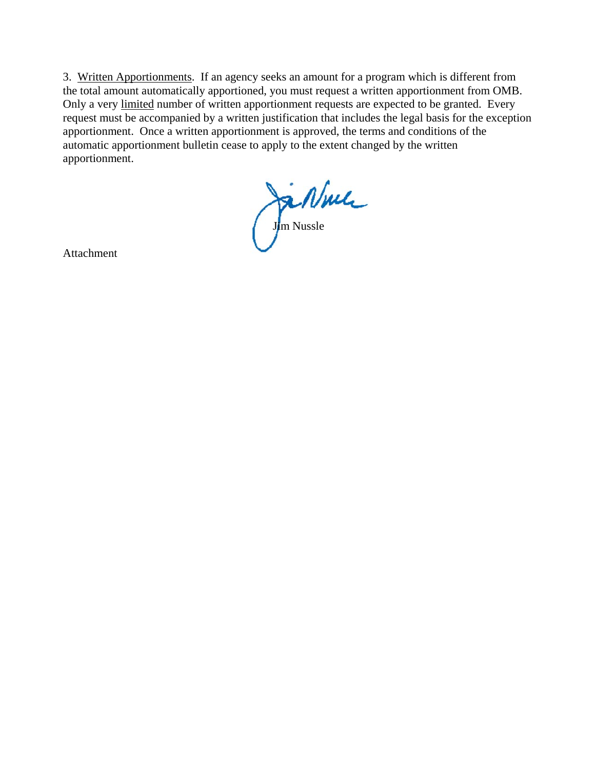3. <u>Written Apportionments</u>. If an agency seeks an amount for a program which is different from the total amount automatically apportioned, you must request a written apportionment from OMB. Only a very <u>limited</u> number of written apportionment requests are expected to be granted. Every request must be accompanied by a written justification that includes the legal basis for the exception apportionment. Once a written apportionment is approved, the terms and conditions of the automatic apportionment bulletin cease to apply to the extent changed by the written apportionment.

Jim Nussle

Attachment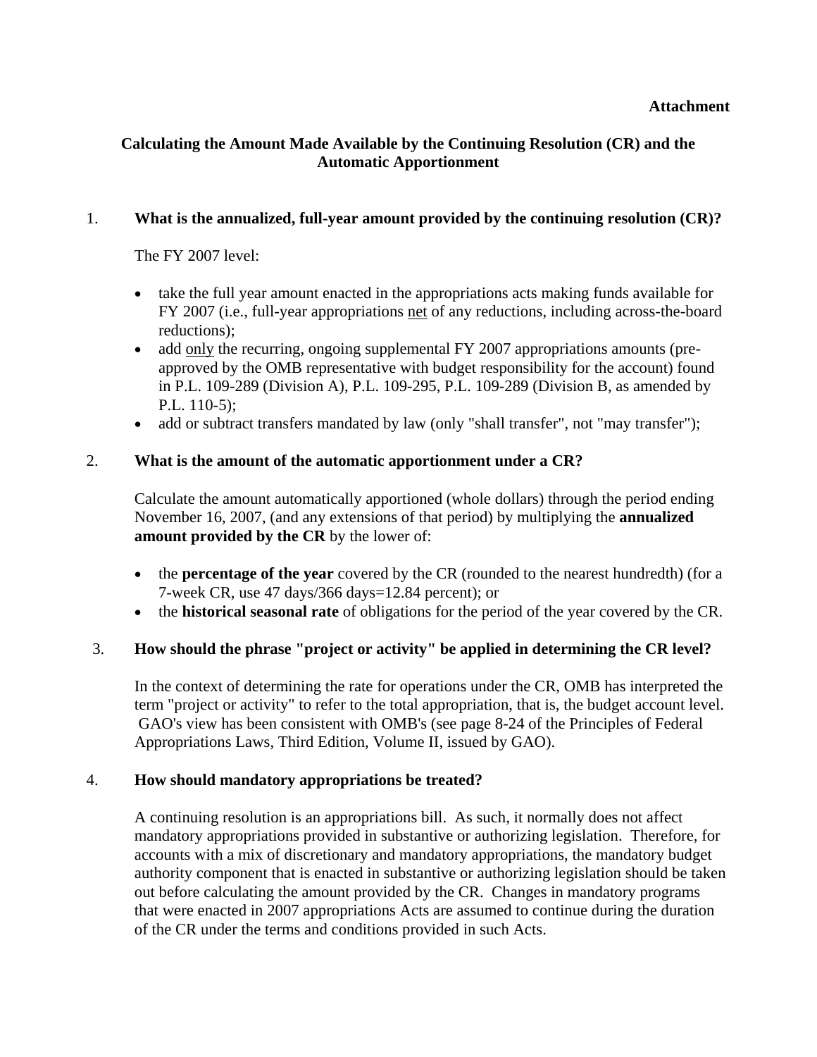**Attachment**

## Calculating the Amount Made Available by the Continuing Resolution (CR) and the Automatic Apportionment

1. **What is the annualized, full-year amount provided by the continuing resolution (CR)?**

   The FY 2007 level:

   - take the full year amount enacted in the appropriations acts making funds available for FY 2007 (i.e., full-year appropriations net of any reductions, including across-the-board reductions);
   - add only the recurring, ongoing supplemental FY 2007 appropriations amounts (pre-approved by the OMB representative with budget responsibility for the account) found in P.L. 109-289 (Division A), P.L. 109-295, P.L. 109-289 (Division B, as amended by P.L. 110-5);
   - add or subtract transfers mandated by law (only "shall transfer", not "may transfer");

2. **What is the amount of the automatic apportionment under a CR?**

   Calculate the amount automatically apportioned (whole dollars) through the period ending November 16, 2007, (and any extensions of that period) by multiplying the **annualized amount provided by the CR** by the lower of:

   - the **percentage of the year** covered by the CR (rounded to the nearest hundredth) (for a 7-week CR, use 47 days/366 days=12.84 percent); or
   - the **historical seasonal rate** of obligations for the period of the year covered by the CR.

3. **How should the phrase "project or activity" be applied in determining the CR level?**

   In the context of determining the rate for operations under the CR, OMB has interpreted the term "project or activity" to refer to the total appropriation, that is, the budget account level. GAO's view has been consistent with OMB's (see page 8-24 of the Principles of Federal Appropriations Laws, Third Edition, Volume II, issued by GAO).

4. **How should mandatory appropriations be treated?**

   A continuing resolution is an appropriations bill. As such, it normally does not affect mandatory appropriations provided in substantive or authorizing legislation. Therefore, for accounts with a mix of discretionary and mandatory appropriations, the mandatory budget authority component that is enacted in substantive or authorizing legislation should be taken out before calculating the amount provided by the CR. Changes in mandatory programs that were enacted in 2007 appropriations Acts are assumed to continue during the duration of the CR under the terms and conditions provided in such Acts.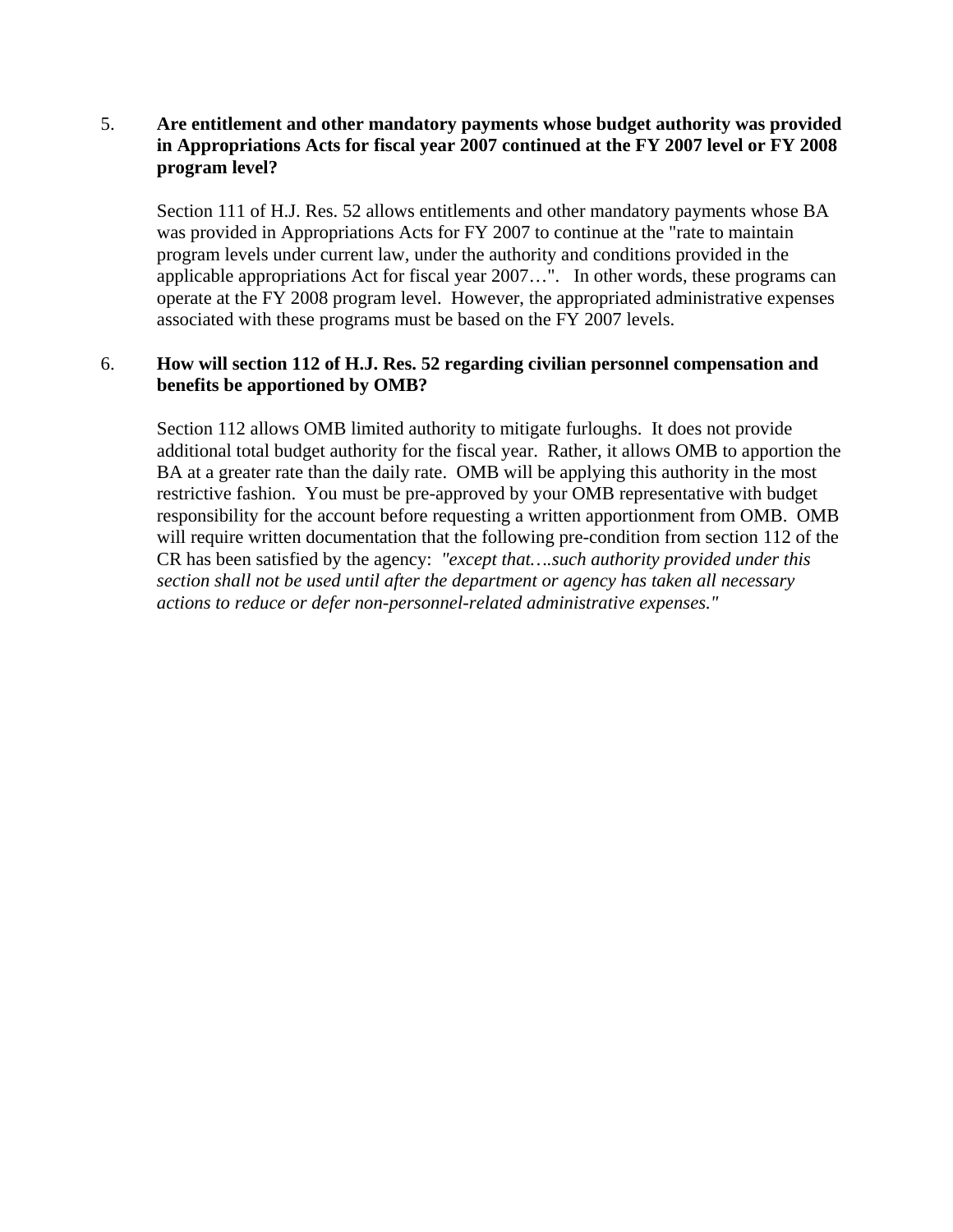5. **Are entitlement and other mandatory payments whose budget authority was provided in Appropriations Acts for fiscal year 2007 continued at the FY 2007 level or FY 2008 program level?**

   Section 111 of H.J. Res. 52 allows entitlements and other mandatory payments whose BA was provided in Appropriations Acts for FY 2007 to continue at the "rate to maintain program levels under current law, under the authority and conditions provided in the applicable appropriations Act for fiscal year 2007…". In other words, these programs can operate at the FY 2008 program level. However, the appropriated administrative expenses associated with these programs must be based on the FY 2007 levels.

6. **How will section 112 of H.J. Res. 52 regarding civilian personnel compensation and benefits be apportioned by OMB?**

   Section 112 allows OMB limited authority to mitigate furloughs. It does not provide additional total budget authority for the fiscal year. Rather, it allows OMB to apportion the BA at a greater rate than the daily rate. OMB will be applying this authority in the most restrictive fashion. You must be pre-approved by your OMB representative with budget responsibility for the account before requesting a written apportionment from OMB. OMB will require written documentation that the following pre-condition from section 112 of the CR has been satisfied by the agency: *"except that….such authority provided under this section shall not be used until after the department or agency has taken all necessary actions to reduce or defer non-personnel-related administrative expenses."*